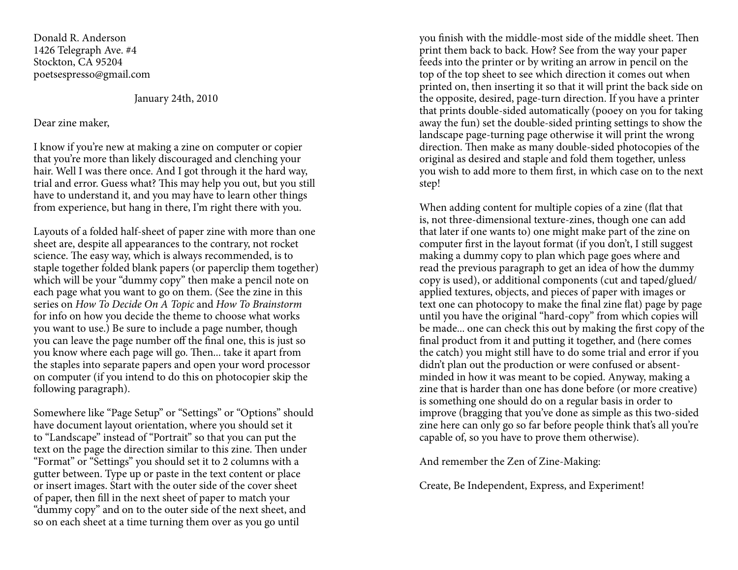Donald R. Anderson
1426 Telegraph Ave. #4
Stockton, CA 95204
poetsespresso@gmail.com

January 24th, 2010

Dear zine maker,

I know if you're new at making a zine on computer or copier that you're more than likely discouraged and clenching your hair. Well I was there once. And I got through it the hard way, trial and error. Guess what? This may help you out, but you still have to understand it, and you may have to learn other things from experience, but hang in there, I'm right there with you.

Layouts of a folded half-sheet of paper zine with more than one sheet are, despite all appearances to the contrary, not rocket science. The easy way, which is always recommended, is to staple together folded blank papers (or paperclip them together) which will be your "dummy copy" then make a pencil note on each page what you want to go on them. (See the zine in this series on *How To Decide On A Topic* and *How To Brainstorm* for info on how you decide the theme to choose what works you want to use.) Be sure to include a page number, though you can leave the page number off the final one, this is just so you know where each page will go. Then... take it apart from the staples into separate papers and open your word processor on computer (if you intend to do this on photocopier skip the following paragraph).

Somewhere like "Page Setup" or "Settings" or "Options" should have document layout orientation, where you should set it to "Landscape" instead of "Portrait" so that you can put the text on the page the direction similar to this zine. Then under "Format" or "Settings" you should set it to 2 columns with a gutter between. Type up or paste in the text content or place or insert images. Start with the outer side of the cover sheet of paper, then fill in the next sheet of paper to match your "dummy copy" and on to the outer side of the next sheet, and so on each sheet at a time turning them over as you go until you finish with the middle-most side of the middle sheet. Then print them back to back. How? See from the way your paper feeds into the printer or by writing an arrow in pencil on the top of the top sheet to see which direction it comes out when printed on, then inserting it so that it will print the back side on the opposite, desired, page-turn direction. If you have a printer that prints double-sided automatically (pooey on you for taking away the fun) set the double-sided printing settings to show the landscape page-turning page otherwise it will print the wrong direction. Then make as many double-sided photocopies of the original as desired and staple and fold them together, unless you wish to add more to them first, in which case on to the next step!

When adding content for multiple copies of a zine (flat that is, not three-dimensional texture-zines, though one can add that later if one wants to) one might make part of the zine on computer first in the layout format (if you don't, I still suggest making a dummy copy to plan which page goes where and read the previous paragraph to get an idea of how the dummy copy is used), or additional components (cut and taped/glued/applied textures, objects, and pieces of paper with images or text one can photocopy to make the final zine flat) page by page until you have the original "hard-copy" from which copies will be made... one can check this out by making the first copy of the final product from it and putting it together, and (here comes the catch) you might still have to do some trial and error if you didn't plan out the production or were confused or absent-minded in how it was meant to be copied. Anyway, making a zine that is harder than one has done before (or more creative) is something one should do on a regular basis in order to improve (bragging that you've done as simple as this two-sided zine here can only go so far before people think that's all you're capable of, so you have to prove them otherwise).

And remember the Zen of Zine-Making:

Create, Be Independent, Express, and Experiment!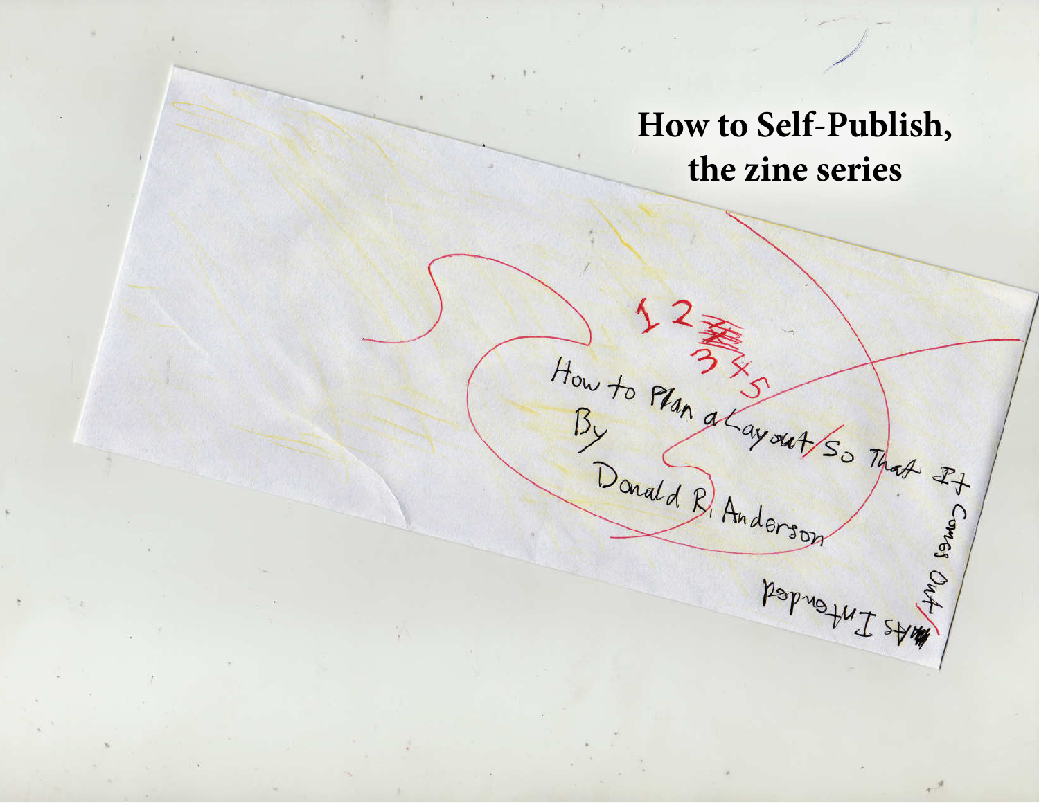# How to Self-Publish, the zine series

1 2 3 4 5

How to Plan a Layout So That It Comes Out As Intended

By

Donald R. Anderson